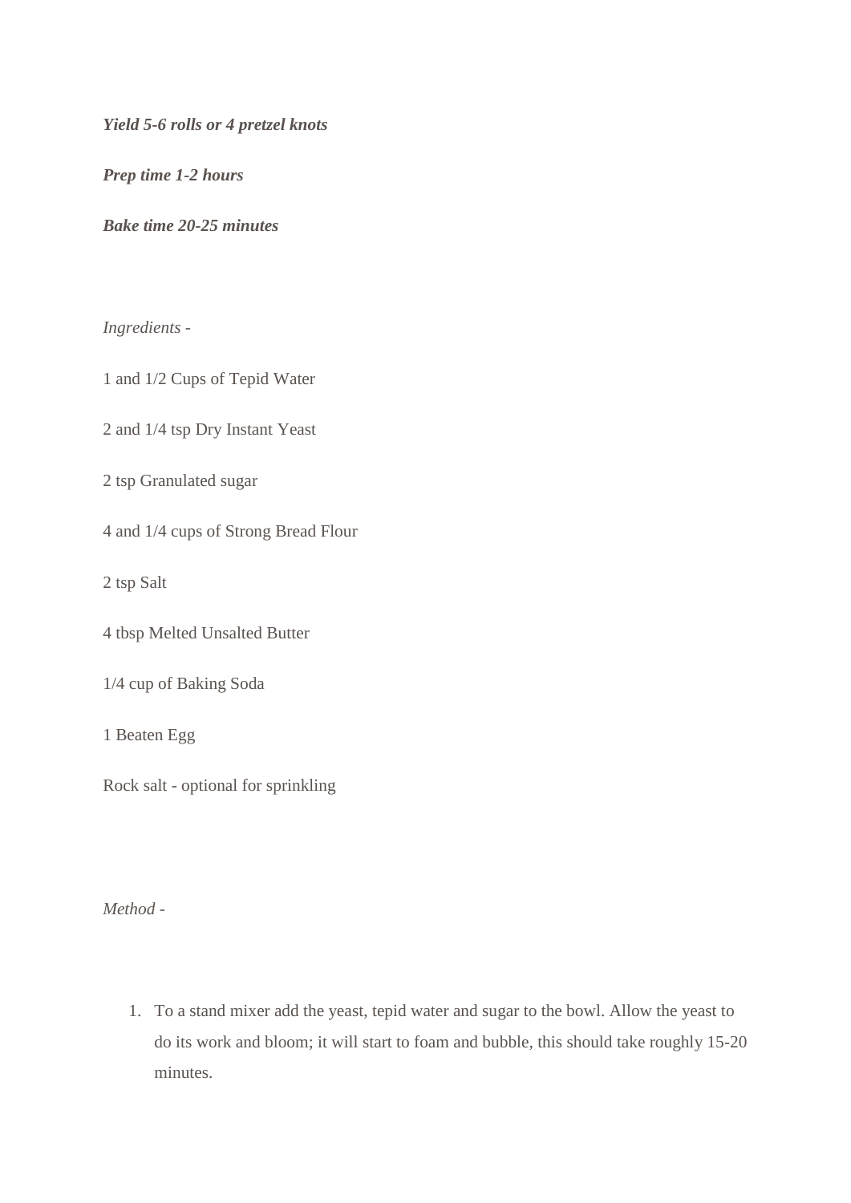***Yield 5-6 rolls or 4 pretzel knots***

***Prep time 1-2 hours***

***Bake time 20-25 minutes***

*Ingredients* -

1 and 1/2 Cups of Tepid Water

2 and 1/4 tsp Dry Instant Yeast

2 tsp Granulated sugar

4 and 1/4 cups of Strong Bread Flour

2 tsp Salt

4 tbsp Melted Unsalted Butter

1/4 cup of Baking Soda

1 Beaten Egg

Rock salt - optional for sprinkling

*Method* -

1. To a stand mixer add the yeast, tepid water and sugar to the bowl. Allow the yeast to do its work and bloom; it will start to foam and bubble, this should take roughly 15-20 minutes.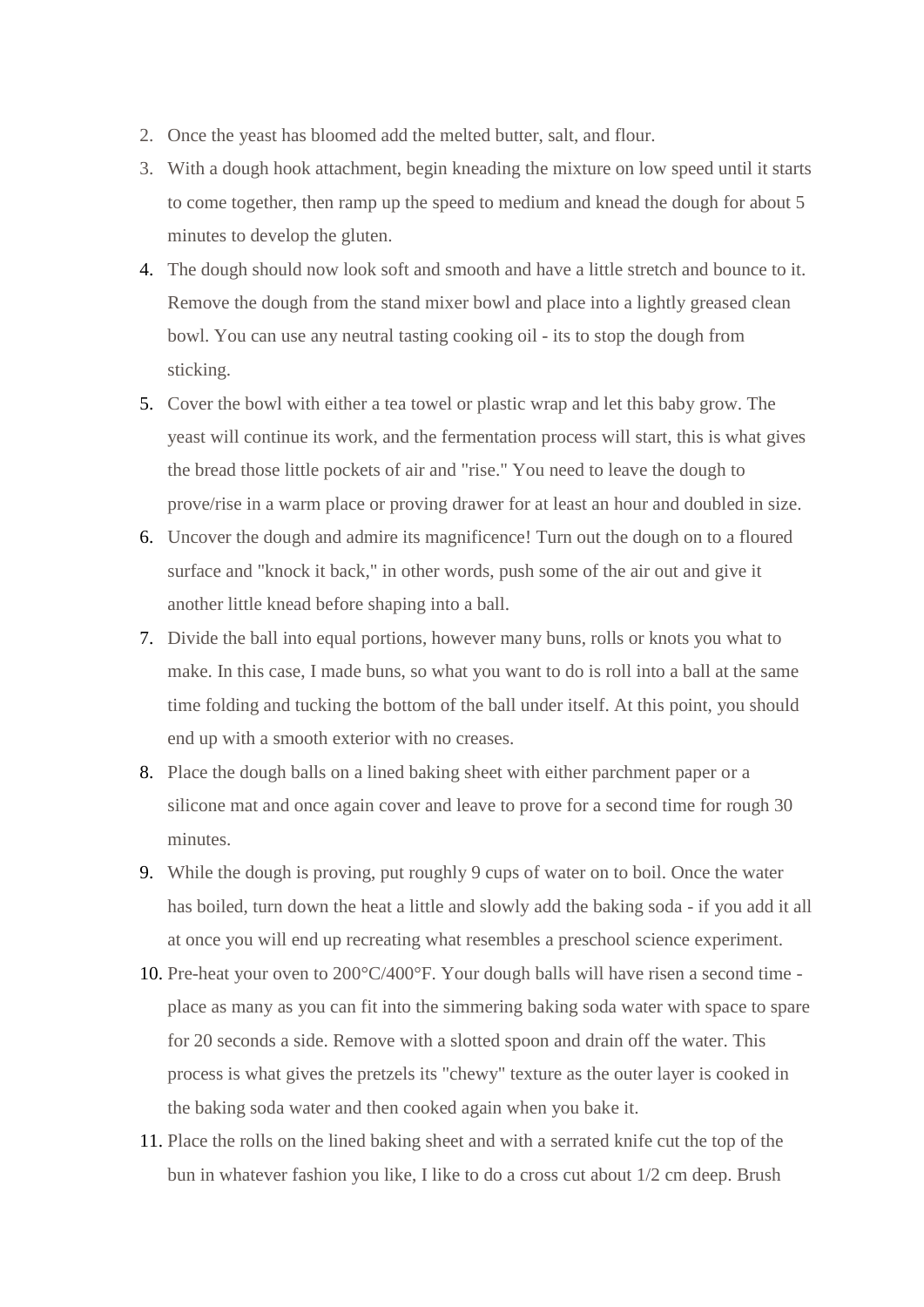2. Once the yeast has bloomed add the melted butter, salt, and flour.
3. With a dough hook attachment, begin kneading the mixture on low speed until it starts to come together, then ramp up the speed to medium and knead the dough for about 5 minutes to develop the gluten.
4. The dough should now look soft and smooth and have a little stretch and bounce to it. Remove the dough from the stand mixer bowl and place into a lightly greased clean bowl. You can use any neutral tasting cooking oil - its to stop the dough from sticking.
5. Cover the bowl with either a tea towel or plastic wrap and let this baby grow. The yeast will continue its work, and the fermentation process will start, this is what gives the bread those little pockets of air and "rise." You need to leave the dough to prove/rise in a warm place or proving drawer for at least an hour and doubled in size.
6. Uncover the dough and admire its magnificence! Turn out the dough on to a floured surface and "knock it back," in other words, push some of the air out and give it another little knead before shaping into a ball.
7. Divide the ball into equal portions, however many buns, rolls or knots you what to make. In this case, I made buns, so what you want to do is roll into a ball at the same time folding and tucking the bottom of the ball under itself. At this point, you should end up with a smooth exterior with no creases.
8. Place the dough balls on a lined baking sheet with either parchment paper or a silicone mat and once again cover and leave to prove for a second time for rough 30 minutes.
9. While the dough is proving, put roughly 9 cups of water on to boil. Once the water has boiled, turn down the heat a little and slowly add the baking soda - if you add it all at once you will end up recreating what resembles a preschool science experiment.
10. Pre-heat your oven to 200°C/400°F. Your dough balls will have risen a second time - place as many as you can fit into the simmering baking soda water with space to spare for 20 seconds a side. Remove with a slotted spoon and drain off the water. This process is what gives the pretzels its "chewy" texture as the outer layer is cooked in the baking soda water and then cooked again when you bake it.
11. Place the rolls on the lined baking sheet and with a serrated knife cut the top of the bun in whatever fashion you like, I like to do a cross cut about 1/2 cm deep. Brush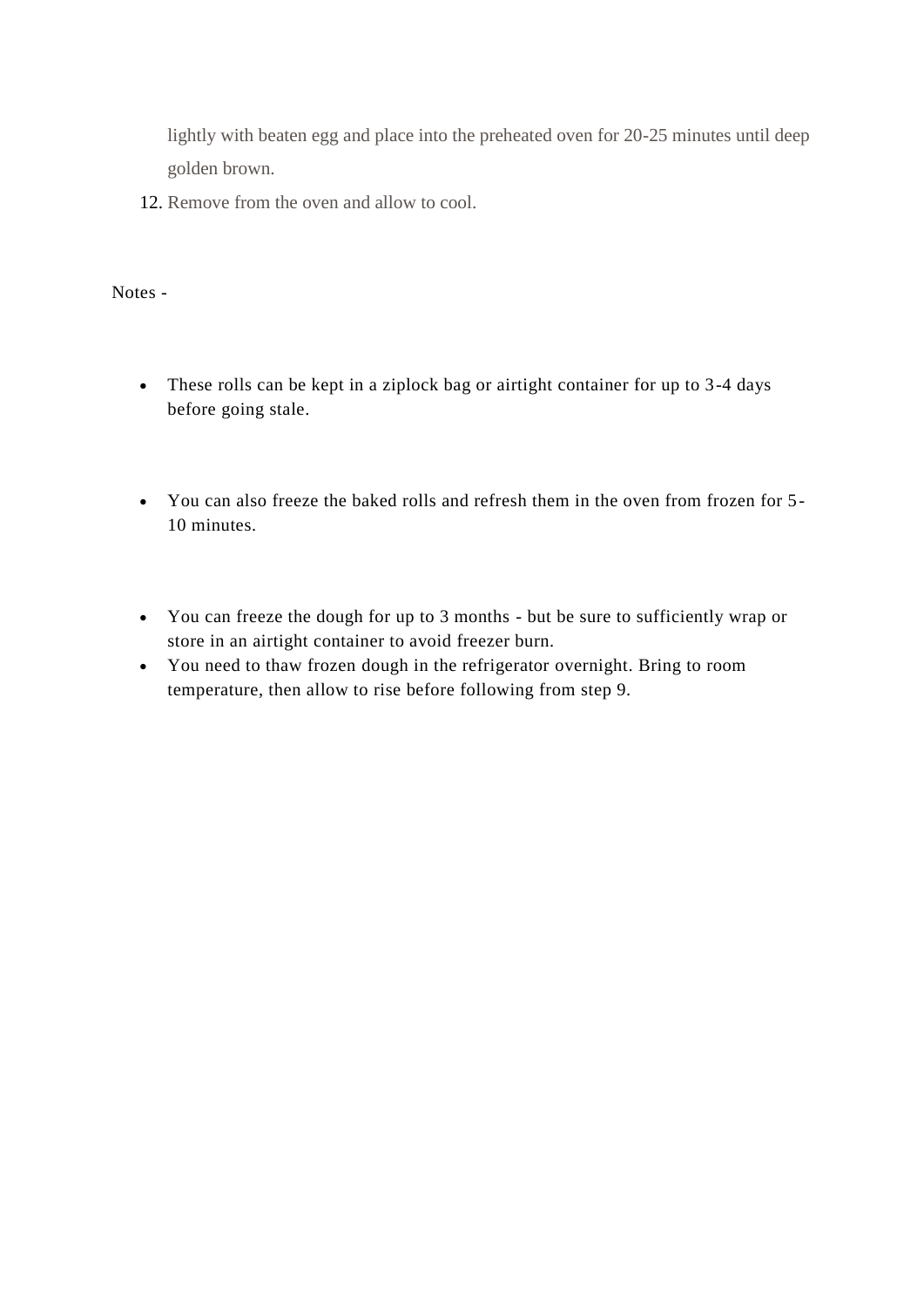lightly with beaten egg and place into the preheated oven for 20-25 minutes until deep golden brown.

12. Remove from the oven and allow to cool.

Notes -

- These rolls can be kept in a ziplock bag or airtight container for up to 3-4 days before going stale.

- You can also freeze the baked rolls and refresh them in the oven from frozen for 5-10 minutes.

- You can freeze the dough for up to 3 months - but be sure to sufficiently wrap or store in an airtight container to avoid freezer burn.
- You need to thaw frozen dough in the refrigerator overnight. Bring to room temperature, then allow to rise before following from step 9.